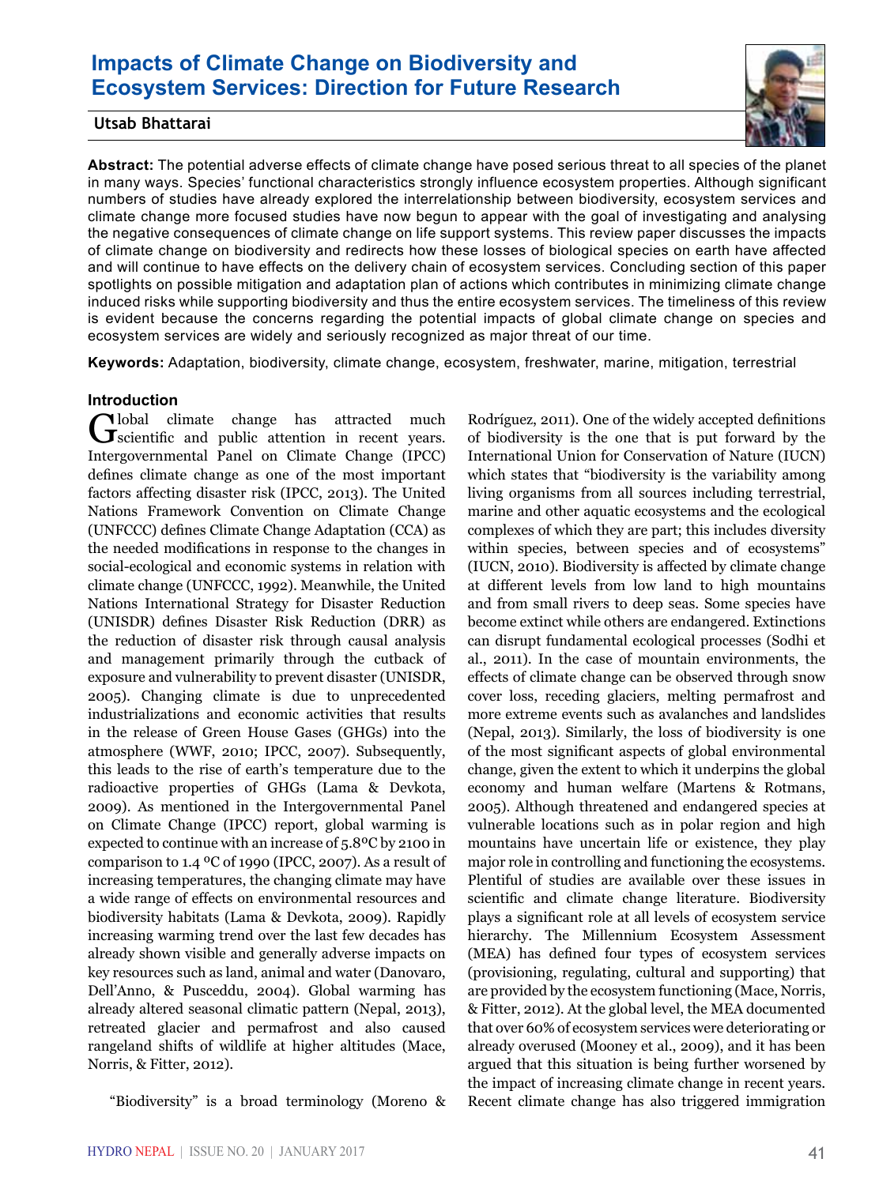# Impacts of Climate Change on Biodiversity and Ecosystem Services: Direction for Future Research

**Utsab Bhattarai**

**Abstract:** The potential adverse effects of climate change have posed serious threat to all species of the planet in many ways. Species' functional characteristics strongly influence ecosystem properties. Although significant numbers of studies have already explored the interrelationship between biodiversity, ecosystem services and climate change more focused studies have now begun to appear with the goal of investigating and analysing the negative consequences of climate change on life support systems. This review paper discusses the impacts of climate change on biodiversity and redirects how these losses of biological species on earth have affected and will continue to have effects on the delivery chain of ecosystem services. Concluding section of this paper spotlights on possible mitigation and adaptation plan of actions which contributes in minimizing climate change induced risks while supporting biodiversity and thus the entire ecosystem services. The timeliness of this review is evident because the concerns regarding the potential impacts of global climate change on species and ecosystem services are widely and seriously recognized as major threat of our time.

**Keywords:** Adaptation, biodiversity, climate change, ecosystem, freshwater, marine, mitigation, terrestrial

## Introduction

Global climate change has attracted much scientific and public attention in recent years. Intergovernmental Panel on Climate Change (IPCC) defines climate change as one of the most important factors affecting disaster risk (IPCC, 2013). The United Nations Framework Convention on Climate Change (UNFCCC) defines Climate Change Adaptation (CCA) as the needed modifications in response to the changes in social-ecological and economic systems in relation with climate change (UNFCCC, 1992). Meanwhile, the United Nations International Strategy for Disaster Reduction (UNISDR) defines Disaster Risk Reduction (DRR) as the reduction of disaster risk through causal analysis and management primarily through the cutback of exposure and vulnerability to prevent disaster (UNISDR, 2005). Changing climate is due to unprecedented industrializations and economic activities that results in the release of Green House Gases (GHGs) into the atmosphere (WWF, 2010; IPCC, 2007). Subsequently, this leads to the rise of earth's temperature due to the radioactive properties of GHGs (Lama & Devkota, 2009). As mentioned in the Intergovernmental Panel on Climate Change (IPCC) report, global warming is expected to continue with an increase of 5.8ºC by 2100 in comparison to 1.4 ºC of 1990 (IPCC, 2007). As a result of increasing temperatures, the changing climate may have a wide range of effects on environmental resources and biodiversity habitats (Lama & Devkota, 2009). Rapidly increasing warming trend over the last few decades has already shown visible and generally adverse impacts on key resources such as land, animal and water (Danovaro, Dell'Anno, & Pusceddu, 2004). Global warming has already altered seasonal climatic pattern (Nepal, 2013), retreated glacier and permafrost and also caused rangeland shifts of wildlife at higher altitudes (Mace, Norris, & Fitter, 2012).

"Biodiversity" is a broad terminology (Moreno & Rodríguez, 2011). One of the widely accepted definitions of biodiversity is the one that is put forward by the International Union for Conservation of Nature (IUCN) which states that "biodiversity is the variability among living organisms from all sources including terrestrial, marine and other aquatic ecosystems and the ecological complexes of which they are part; this includes diversity within species, between species and of ecosystems" (IUCN, 2010). Biodiversity is affected by climate change at different levels from low land to high mountains and from small rivers to deep seas. Some species have become extinct while others are endangered. Extinctions can disrupt fundamental ecological processes (Sodhi et al., 2011). In the case of mountain environments, the effects of climate change can be observed through snow cover loss, receding glaciers, melting permafrost and more extreme events such as avalanches and landslides (Nepal, 2013). Similarly, the loss of biodiversity is one of the most significant aspects of global environmental change, given the extent to which it underpins the global economy and human welfare (Martens & Rotmans, 2005). Although threatened and endangered species at vulnerable locations such as in polar region and high mountains have uncertain life or existence, they play major role in controlling and functioning the ecosystems. Plentiful of studies are available over these issues in scientific and climate change literature. Biodiversity plays a significant role at all levels of ecosystem service hierarchy. The Millennium Ecosystem Assessment (MEA) has defined four types of ecosystem services (provisioning, regulating, cultural and supporting) that are provided by the ecosystem functioning (Mace, Norris, & Fitter, 2012). At the global level, the MEA documented that over 60% of ecosystem services were deteriorating or already overused (Mooney et al., 2009), and it has been argued that this situation is being further worsened by the impact of increasing climate change in recent years. Recent climate change has also triggered immigration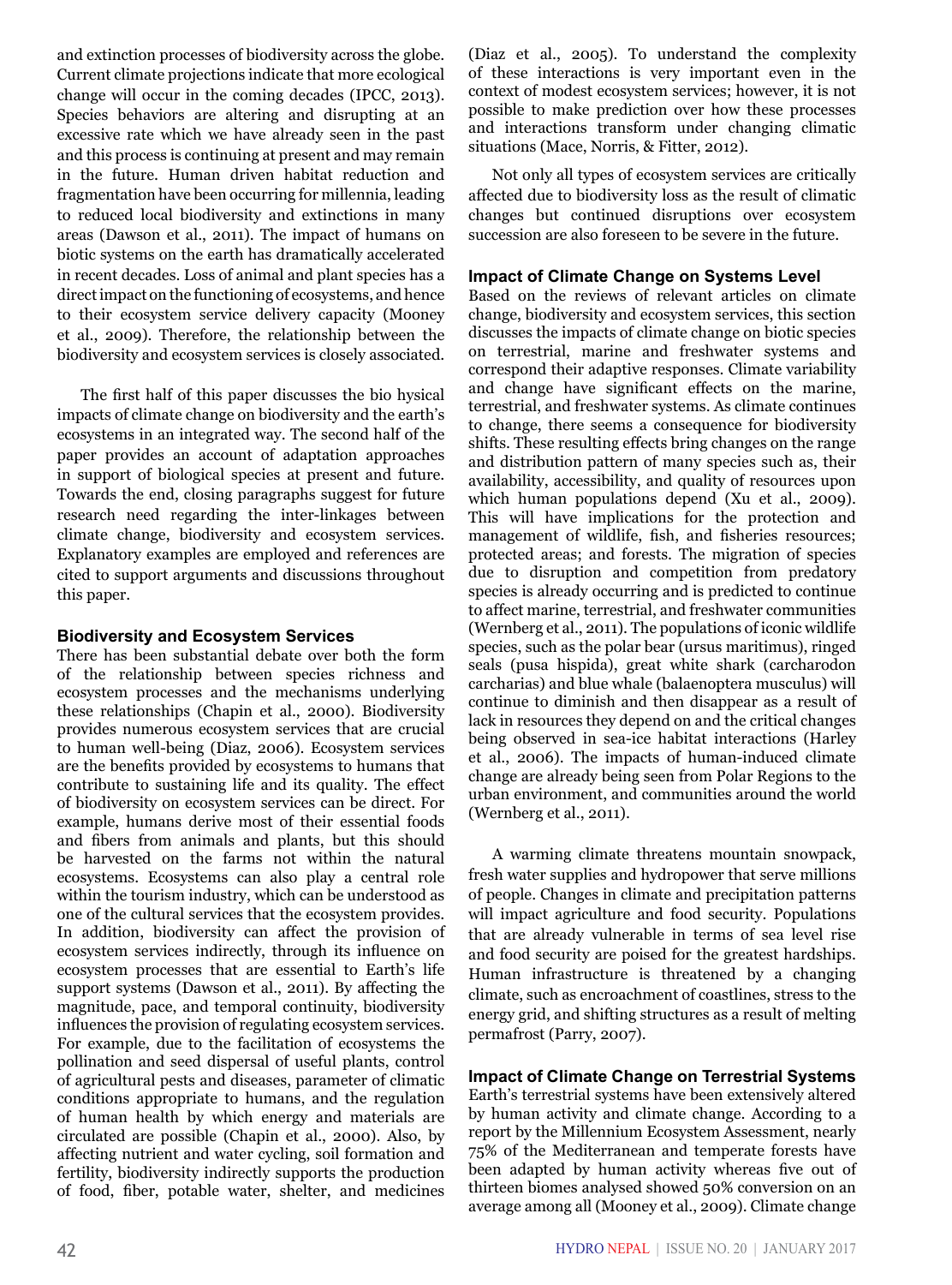and extinction processes of biodiversity across the globe. Current climate projections indicate that more ecological change will occur in the coming decades (IPCC, 2013). Species behaviors are altering and disrupting at an excessive rate which we have already seen in the past and this process is continuing at present and may remain in the future. Human driven habitat reduction and fragmentation have been occurring for millennia, leading to reduced local biodiversity and extinctions in many areas (Dawson et al., 2011). The impact of humans on biotic systems on the earth has dramatically accelerated in recent decades. Loss of animal and plant species has a direct impact on the functioning of ecosystems, and hence to their ecosystem service delivery capacity (Mooney et al., 2009). Therefore, the relationship between the biodiversity and ecosystem services is closely associated.

The first half of this paper discusses the bio hysical impacts of climate change on biodiversity and the earth's ecosystems in an integrated way. The second half of the paper provides an account of adaptation approaches in support of biological species at present and future. Towards the end, closing paragraphs suggest for future research need regarding the inter-linkages between climate change, biodiversity and ecosystem services. Explanatory examples are employed and references are cited to support arguments and discussions throughout this paper.

## Biodiversity and Ecosystem Services

There has been substantial debate over both the form of the relationship between species richness and ecosystem processes and the mechanisms underlying these relationships (Chapin et al., 2000). Biodiversity provides numerous ecosystem services that are crucial to human well-being (Diaz, 2006). Ecosystem services are the benefits provided by ecosystems to humans that contribute to sustaining life and its quality. The effect of biodiversity on ecosystem services can be direct. For example, humans derive most of their essential foods and fibers from animals and plants, but this should be harvested on the farms not within the natural ecosystems. Ecosystems can also play a central role within the tourism industry, which can be understood as one of the cultural services that the ecosystem provides. In addition, biodiversity can affect the provision of ecosystem services indirectly, through its influence on ecosystem processes that are essential to Earth's life support systems (Dawson et al., 2011). By affecting the magnitude, pace, and temporal continuity, biodiversity influences the provision of regulating ecosystem services. For example, due to the facilitation of ecosystems the pollination and seed dispersal of useful plants, control of agricultural pests and diseases, parameter of climatic conditions appropriate to humans, and the regulation of human health by which energy and materials are circulated are possible (Chapin et al., 2000). Also, by affecting nutrient and water cycling, soil formation and fertility, biodiversity indirectly supports the production of food, fiber, potable water, shelter, and medicines (Diaz et al., 2005). To understand the complexity of these interactions is very important even in the context of modest ecosystem services; however, it is not possible to make prediction over how these processes and interactions transform under changing climatic situations (Mace, Norris, & Fitter, 2012).

Not only all types of ecosystem services are critically affected due to biodiversity loss as the result of climatic changes but continued disruptions over ecosystem succession are also foreseen to be severe in the future.

## Impact of Climate Change on Systems Level

Based on the reviews of relevant articles on climate change, biodiversity and ecosystem services, this section discusses the impacts of climate change on biotic species on terrestrial, marine and freshwater systems and correspond their adaptive responses. Climate variability and change have significant effects on the marine, terrestrial, and freshwater systems. As climate continues to change, there seems a consequence for biodiversity shifts. These resulting effects bring changes on the range and distribution pattern of many species such as, their availability, accessibility, and quality of resources upon which human populations depend (Xu et al., 2009). This will have implications for the protection and management of wildlife, fish, and fisheries resources; protected areas; and forests. The migration of species due to disruption and competition from predatory species is already occurring and is predicted to continue to affect marine, terrestrial, and freshwater communities (Wernberg et al., 2011). The populations of iconic wildlife species, such as the polar bear (ursus maritimus), ringed seals (pusa hispida), great white shark (carcharodon carcharias) and blue whale (balaenoptera musculus) will continue to diminish and then disappear as a result of lack in resources they depend on and the critical changes being observed in sea-ice habitat interactions (Harley et al., 2006). The impacts of human-induced climate change are already being seen from Polar Regions to the urban environment, and communities around the world (Wernberg et al., 2011).

A warming climate threatens mountain snowpack, fresh water supplies and hydropower that serve millions of people. Changes in climate and precipitation patterns will impact agriculture and food security. Populations that are already vulnerable in terms of sea level rise and food security are poised for the greatest hardships. Human infrastructure is threatened by a changing climate, such as encroachment of coastlines, stress to the energy grid, and shifting structures as a result of melting permafrost (Parry, 2007).

## Impact of Climate Change on Terrestrial Systems

Earth's terrestrial systems have been extensively altered by human activity and climate change. According to a report by the Millennium Ecosystem Assessment, nearly 75% of the Mediterranean and temperate forests have been adapted by human activity whereas five out of thirteen biomes analysed showed 50% conversion on an average among all (Mooney et al., 2009). Climate change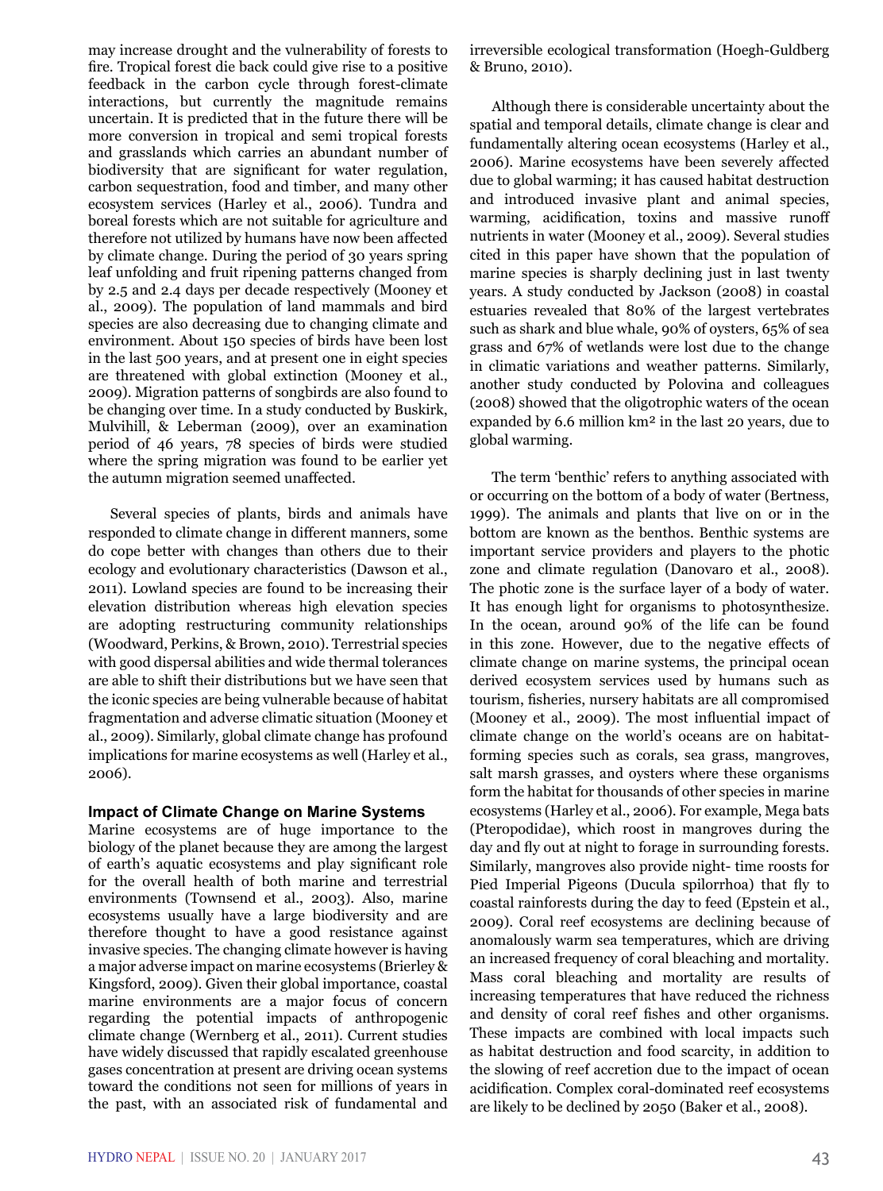may increase drought and the vulnerability of forests to fire. Tropical forest die back could give rise to a positive feedback in the carbon cycle through forest-climate interactions, but currently the magnitude remains uncertain. It is predicted that in the future there will be more conversion in tropical and semi tropical forests and grasslands which carries an abundant number of biodiversity that are significant for water regulation, carbon sequestration, food and timber, and many other ecosystem services (Harley et al., 2006). Tundra and boreal forests which are not suitable for agriculture and therefore not utilized by humans have now been affected by climate change. During the period of 30 years spring leaf unfolding and fruit ripening patterns changed from by 2.5 and 2.4 days per decade respectively (Mooney et al., 2009). The population of land mammals and bird species are also decreasing due to changing climate and environment. About 150 species of birds have been lost in the last 500 years, and at present one in eight species are threatened with global extinction (Mooney et al., 2009). Migration patterns of songbirds are also found to be changing over time. In a study conducted by Buskirk, Mulvihill, & Leberman (2009), over an examination period of 46 years, 78 species of birds were studied where the spring migration was found to be earlier yet the autumn migration seemed unaffected.

Several species of plants, birds and animals have responded to climate change in different manners, some do cope better with changes than others due to their ecology and evolutionary characteristics (Dawson et al., 2011). Lowland species are found to be increasing their elevation distribution whereas high elevation species are adopting restructuring community relationships (Woodward, Perkins, & Brown, 2010). Terrestrial species with good dispersal abilities and wide thermal tolerances are able to shift their distributions but we have seen that the iconic species are being vulnerable because of habitat fragmentation and adverse climatic situation (Mooney et al., 2009). Similarly, global climate change has profound implications for marine ecosystems as well (Harley et al., 2006).

## Impact of Climate Change on Marine Systems

Marine ecosystems are of huge importance to the biology of the planet because they are among the largest of earth's aquatic ecosystems and play significant role for the overall health of both marine and terrestrial environments (Townsend et al., 2003). Also, marine ecosystems usually have a large biodiversity and are therefore thought to have a good resistance against invasive species. The changing climate however is having a major adverse impact on marine ecosystems (Brierley & Kingsford, 2009). Given their global importance, coastal marine environments are a major focus of concern regarding the potential impacts of anthropogenic climate change (Wernberg et al., 2011). Current studies have widely discussed that rapidly escalated greenhouse gases concentration at present are driving ocean systems toward the conditions not seen for millions of years in the past, with an associated risk of fundamental and irreversible ecological transformation (Hoegh-Guldberg & Bruno, 2010).

Although there is considerable uncertainty about the spatial and temporal details, climate change is clear and fundamentally altering ocean ecosystems (Harley et al., 2006). Marine ecosystems have been severely affected due to global warming; it has caused habitat destruction and introduced invasive plant and animal species, warming, acidification, toxins and massive runoff nutrients in water (Mooney et al., 2009). Several studies cited in this paper have shown that the population of marine species is sharply declining just in last twenty years. A study conducted by Jackson (2008) in coastal estuaries revealed that 80% of the largest vertebrates such as shark and blue whale, 90% of oysters, 65% of sea grass and 67% of wetlands were lost due to the change in climatic variations and weather patterns. Similarly, another study conducted by Polovina and colleagues (2008) showed that the oligotrophic waters of the ocean expanded by 6.6 million km² in the last 20 years, due to global warming.

The term 'benthic' refers to anything associated with or occurring on the bottom of a body of water (Bertness, 1999). The animals and plants that live on or in the bottom are known as the benthos. Benthic systems are important service providers and players to the photic zone and climate regulation (Danovaro et al., 2008). The photic zone is the surface layer of a body of water. It has enough light for organisms to photosynthesize. In the ocean, around 90% of the life can be found in this zone. However, due to the negative effects of climate change on marine systems, the principal ocean derived ecosystem services used by humans such as tourism, fisheries, nursery habitats are all compromised (Mooney et al., 2009). The most influential impact of climate change on the world's oceans are on habitat-forming species such as corals, sea grass, mangroves, salt marsh grasses, and oysters where these organisms form the habitat for thousands of other species in marine ecosystems (Harley et al., 2006). For example, Mega bats (Pteropodidae), which roost in mangroves during the day and fly out at night to forage in surrounding forests. Similarly, mangroves also provide night- time roosts for Pied Imperial Pigeons (Ducula spilorrhoa) that fly to coastal rainforests during the day to feed (Epstein et al., 2009). Coral reef ecosystems are declining because of anomalously warm sea temperatures, which are driving an increased frequency of coral bleaching and mortality. Mass coral bleaching and mortality are results of increasing temperatures that have reduced the richness and density of coral reef fishes and other organisms. These impacts are combined with local impacts such as habitat destruction and food scarcity, in addition to the slowing of reef accretion due to the impact of ocean acidification. Complex coral-dominated reef ecosystems are likely to be declined by 2050 (Baker et al., 2008).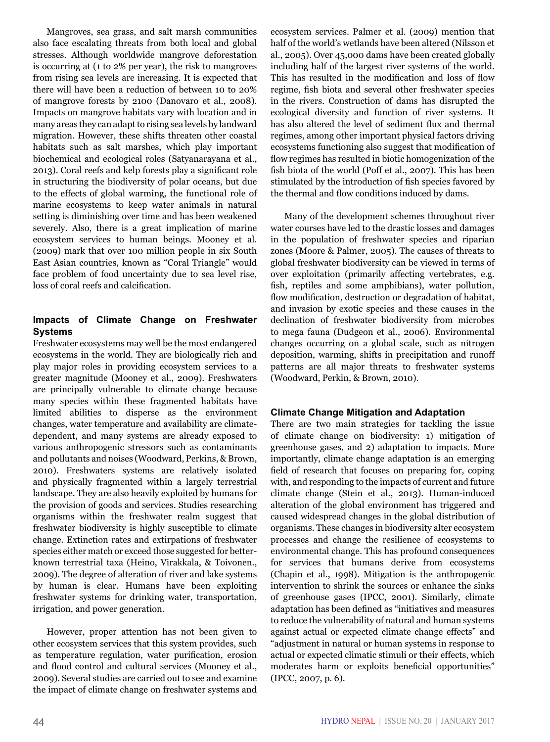Mangroves, sea grass, and salt marsh communities also face escalating threats from both local and global stresses. Although worldwide mangrove deforestation is occurring at (1 to 2% per year), the risk to mangroves from rising sea levels are increasing. It is expected that there will have been a reduction of between 10 to 20% of mangrove forests by 2100 (Danovaro et al., 2008). Impacts on mangrove habitats vary with location and in many areas they can adapt to rising sea levels by landward migration. However, these shifts threaten other coastal habitats such as salt marshes, which play important biochemical and ecological roles (Satyanarayana et al., 2013). Coral reefs and kelp forests play a significant role in structuring the biodiversity of polar oceans, but due to the effects of global warming, the functional role of marine ecosystems to keep water animals in natural setting is diminishing over time and has been weakened severely. Also, there is a great implication of marine ecosystem services to human beings. Mooney et al. (2009) mark that over 100 million people in six South East Asian countries, known as "Coral Triangle" would face problem of food uncertainty due to sea level rise, loss of coral reefs and calcification.

### Impacts of Climate Change on Freshwater Systems

Freshwater ecosystems may well be the most endangered ecosystems in the world. They are biologically rich and play major roles in providing ecosystem services to a greater magnitude (Mooney et al., 2009). Freshwaters are principally vulnerable to climate change because many species within these fragmented habitats have limited abilities to disperse as the environment changes, water temperature and availability are climate-dependent, and many systems are already exposed to various anthropogenic stressors such as contaminants and pollutants and noises (Woodward, Perkins, & Brown, 2010). Freshwaters systems are relatively isolated and physically fragmented within a largely terrestrial landscape. They are also heavily exploited by humans for the provision of goods and services. Studies researching organisms within the freshwater realm suggest that freshwater biodiversity is highly susceptible to climate change. Extinction rates and extirpations of freshwater species either match or exceed those suggested for better-known terrestrial taxa (Heino, Virakkala, & Toivonen., 2009). The degree of alteration of river and lake systems by human is clear. Humans have been exploiting freshwater systems for drinking water, transportation, irrigation, and power generation.

However, proper attention has not been given to other ecosystem services that this system provides, such as temperature regulation, water purification, erosion and flood control and cultural services (Mooney et al., 2009). Several studies are carried out to see and examine the impact of climate change on freshwater systems and ecosystem services. Palmer et al. (2009) mention that half of the world's wetlands have been altered (Nilsson et al., 2005). Over 45,000 dams have been created globally including half of the largest river systems of the world. This has resulted in the modification and loss of flow regime, fish biota and several other freshwater species in the rivers. Construction of dams has disrupted the ecological diversity and function of river systems. It has also altered the level of sediment flux and thermal regimes, among other important physical factors driving ecosystems functioning also suggest that modification of flow regimes has resulted in biotic homogenization of the fish biota of the world (Poff et al., 2007). This has been stimulated by the introduction of fish species favored by the thermal and flow conditions induced by dams.

Many of the development schemes throughout river water courses have led to the drastic losses and damages in the population of freshwater species and riparian zones (Moore & Palmer, 2005). The causes of threats to global freshwater biodiversity can be viewed in terms of over exploitation (primarily affecting vertebrates, e.g. fish, reptiles and some amphibians), water pollution, flow modification, destruction or degradation of habitat, and invasion by exotic species and these causes in the declination of freshwater biodiversity from microbes to mega fauna (Dudgeon et al., 2006). Environmental changes occurring on a global scale, such as nitrogen deposition, warming, shifts in precipitation and runoff patterns are all major threats to freshwater systems (Woodward, Perkin, & Brown, 2010).

### Climate Change Mitigation and Adaptation

There are two main strategies for tackling the issue of climate change on biodiversity: 1) mitigation of greenhouse gases, and 2) adaptation to impacts. More importantly, climate change adaptation is an emerging field of research that focuses on preparing for, coping with, and responding to the impacts of current and future climate change (Stein et al., 2013). Human-induced alteration of the global environment has triggered and caused widespread changes in the global distribution of organisms. These changes in biodiversity alter ecosystem processes and change the resilience of ecosystems to environmental change. This has profound consequences for services that humans derive from ecosystems (Chapin et al., 1998). Mitigation is the anthropogenic intervention to shrink the sources or enhance the sinks of greenhouse gases (IPCC, 2001). Similarly, climate adaptation has been defined as "initiatives and measures to reduce the vulnerability of natural and human systems against actual or expected climate change effects" and "adjustment in natural or human systems in response to actual or expected climatic stimuli or their effects, which moderates harm or exploits beneficial opportunities" (IPCC, 2007, p. 6).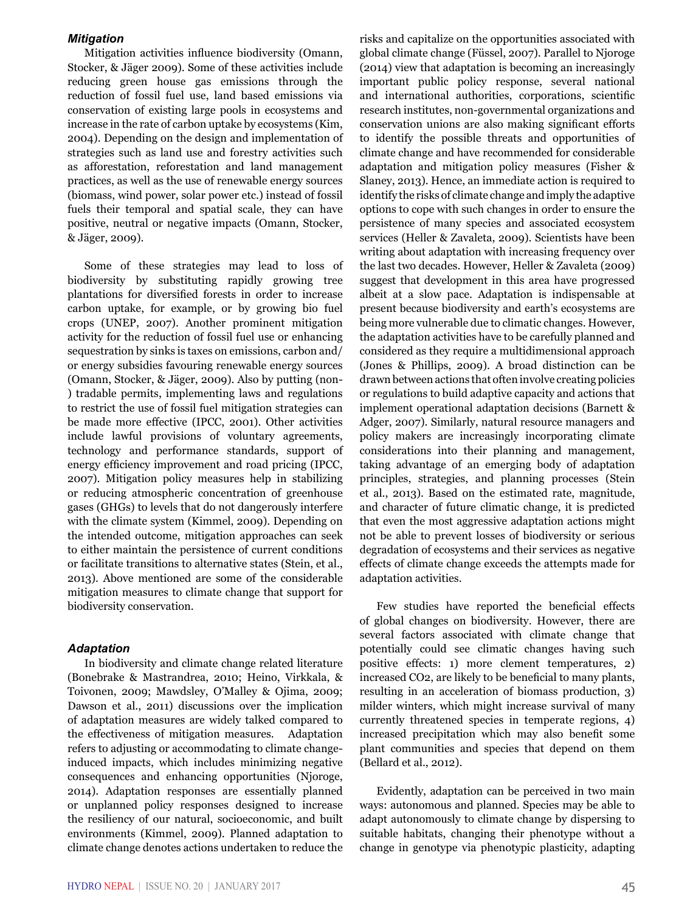### *Mitigation*

Mitigation activities influence biodiversity (Omann, Stocker, & Jäger 2009). Some of these activities include reducing green house gas emissions through the reduction of fossil fuel use, land based emissions via conservation of existing large pools in ecosystems and increase in the rate of carbon uptake by ecosystems (Kim, 2004). Depending on the design and implementation of strategies such as land use and forestry activities such as afforestation, reforestation and land management practices, as well as the use of renewable energy sources (biomass, wind power, solar power etc.) instead of fossil fuels their temporal and spatial scale, they can have positive, neutral or negative impacts (Omann, Stocker, & Jäger, 2009).

Some of these strategies may lead to loss of biodiversity by substituting rapidly growing tree plantations for diversified forests in order to increase carbon uptake, for example, or by growing bio fuel crops (UNEP, 2007). Another prominent mitigation activity for the reduction of fossil fuel use or enhancing sequestration by sinks is taxes on emissions, carbon and/or energy subsidies favouring renewable energy sources (Omann, Stocker, & Jäger, 2009). Also by putting (non-) tradable permits, implementing laws and regulations to restrict the use of fossil fuel mitigation strategies can be made more effective (IPCC, 2001). Other activities include lawful provisions of voluntary agreements, technology and performance standards, support of energy efficiency improvement and road pricing (IPCC, 2007). Mitigation policy measures help in stabilizing or reducing atmospheric concentration of greenhouse gases (GHGs) to levels that do not dangerously interfere with the climate system (Kimmel, 2009). Depending on the intended outcome, mitigation approaches can seek to either maintain the persistence of current conditions or facilitate transitions to alternative states (Stein, et al., 2013). Above mentioned are some of the considerable mitigation measures to climate change that support for biodiversity conservation.

### *Adaptation*

In biodiversity and climate change related literature (Bonebrake & Mastrandrea, 2010; Heino, Virkkala, & Toivonen, 2009; Mawdsley, O'Malley & Ojima, 2009; Dawson et al., 2011) discussions over the implication of adaptation measures are widely talked compared to the effectiveness of mitigation measures. Adaptation refers to adjusting or accommodating to climate change-induced impacts, which includes minimizing negative consequences and enhancing opportunities (Njoroge, 2014). Adaptation responses are essentially planned or unplanned policy responses designed to increase the resiliency of our natural, socioeconomic, and built environments (Kimmel, 2009). Planned adaptation to climate change denotes actions undertaken to reduce the risks and capitalize on the opportunities associated with global climate change (Füssel, 2007). Parallel to Njoroge (2014) view that adaptation is becoming an increasingly important public policy response, several national and international authorities, corporations, scientific research institutes, non-governmental organizations and conservation unions are also making significant efforts to identify the possible threats and opportunities of climate change and have recommended for considerable adaptation and mitigation policy measures (Fisher & Slaney, 2013). Hence, an immediate action is required to identify the risks of climate change and imply the adaptive options to cope with such changes in order to ensure the persistence of many species and associated ecosystem services (Heller & Zavaleta, 2009). Scientists have been writing about adaptation with increasing frequency over the last two decades. However, Heller & Zavaleta (2009) suggest that development in this area have progressed albeit at a slow pace. Adaptation is indispensable at present because biodiversity and earth's ecosystems are being more vulnerable due to climatic changes. However, the adaptation activities have to be carefully planned and considered as they require a multidimensional approach (Jones & Phillips, 2009). A broad distinction can be drawn between actions that often involve creating policies or regulations to build adaptive capacity and actions that implement operational adaptation decisions (Barnett & Adger, 2007). Similarly, natural resource managers and policy makers are increasingly incorporating climate considerations into their planning and management, taking advantage of an emerging body of adaptation principles, strategies, and planning processes (Stein et al., 2013). Based on the estimated rate, magnitude, and character of future climatic change, it is predicted that even the most aggressive adaptation actions might not be able to prevent losses of biodiversity or serious degradation of ecosystems and their services as negative effects of climate change exceeds the attempts made for adaptation activities.

Few studies have reported the beneficial effects of global changes on biodiversity. However, there are several factors associated with climate change that potentially could see climatic changes having such positive effects: 1) more clement temperatures, 2) increased $CO_2$, are likely to be beneficial to many plants, resulting in an acceleration of biomass production, 3) milder winters, which might increase survival of many currently threatened species in temperate regions, 4) increased precipitation which may also benefit some plant communities and species that depend on them (Bellard et al., 2012).

Evidently, adaptation can be perceived in two main ways: autonomous and planned. Species may be able to adapt autonomously to climate change by dispersing to suitable habitats, changing their phenotype without a change in genotype via phenotypic plasticity, adapting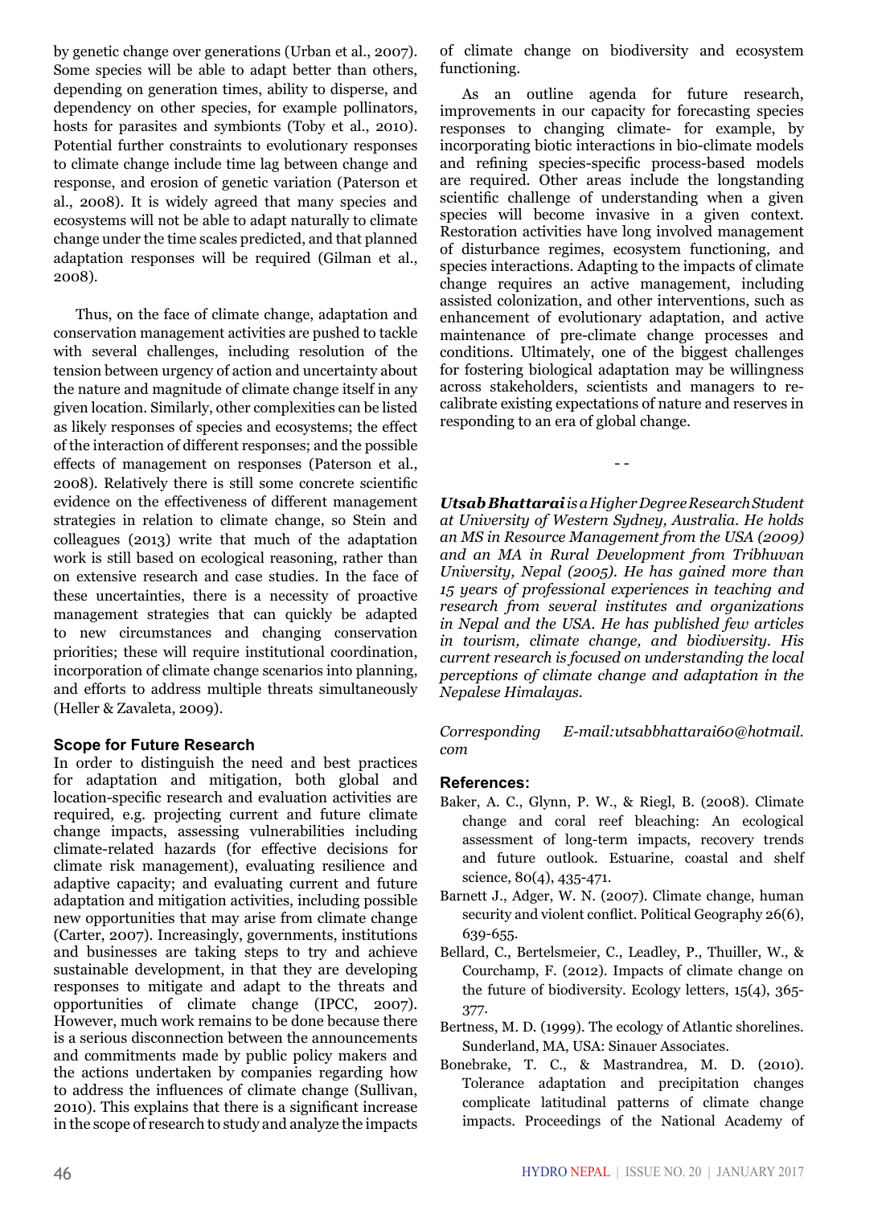by genetic change over generations (Urban et al., 2007). Some species will be able to adapt better than others, depending on generation times, ability to disperse, and dependency on other species, for example pollinators, hosts for parasites and symbionts (Toby et al., 2010). Potential further constraints to evolutionary responses to climate change include time lag between change and response, and erosion of genetic variation (Paterson et al., 2008). It is widely agreed that many species and ecosystems will not be able to adapt naturally to climate change under the time scales predicted, and that planned adaptation responses will be required (Gilman et al., 2008).

Thus, on the face of climate change, adaptation and conservation management activities are pushed to tackle with several challenges, including resolution of the tension between urgency of action and uncertainty about the nature and magnitude of climate change itself in any given location. Similarly, other complexities can be listed as likely responses of species and ecosystems; the effect of the interaction of different responses; and the possible effects of management on responses (Paterson et al., 2008). Relatively there is still some concrete scientific evidence on the effectiveness of different management strategies in relation to climate change, so Stein and colleagues (2013) write that much of the adaptation work is still based on ecological reasoning, rather than on extensive research and case studies. In the face of these uncertainties, there is a necessity of proactive management strategies that can quickly be adapted to new circumstances and changing conservation priorities; these will require institutional coordination, incorporation of climate change scenarios into planning, and efforts to address multiple threats simultaneously (Heller & Zavaleta, 2009).

## Scope for Future Research

In order to distinguish the need and best practices for adaptation and mitigation, both global and location-specific research and evaluation activities are required, e.g. projecting current and future climate change impacts, assessing vulnerabilities including climate-related hazards (for effective decisions for climate risk management), evaluating resilience and adaptive capacity; and evaluating current and future adaptation and mitigation activities, including possible new opportunities that may arise from climate change (Carter, 2007). Increasingly, governments, institutions and businesses are taking steps to try and achieve sustainable development, in that they are developing responses to mitigate and adapt to the threats and opportunities of climate change (IPCC, 2007). However, much work remains to be done because there is a serious disconnection between the announcements and commitments made by public policy makers and the actions undertaken by companies regarding how to address the influences of climate change (Sullivan, 2010). This explains that there is a significant increase in the scope of research to study and analyze the impacts of climate change on biodiversity and ecosystem functioning.

As an outline agenda for future research, improvements in our capacity for forecasting species responses to changing climate- for example, by incorporating biotic interactions in bio-climate models and refining species-specific process-based models are required. Other areas include the longstanding scientific challenge of understanding when a given species will become invasive in a given context. Restoration activities have long involved management of disturbance regimes, ecosystem functioning, and species interactions. Adapting to the impacts of climate change requires an active management, including assisted colonization, and other interventions, such as enhancement of evolutionary adaptation, and active maintenance of pre-climate change processes and conditions. Ultimately, one of the biggest challenges for fostering biological adaptation may be willingness across stakeholders, scientists and managers to re-calibrate existing expectations of nature and reserves in responding to an era of global change.

- -

***Utsab Bhattarai*** *is a Higher Degree Research Student at University of Western Sydney, Australia. He holds an MS in Resource Management from the USA (2009) and an MA in Rural Development from Tribhuvan University, Nepal (2005). He has gained more than 15 years of professional experiences in teaching and research from several institutes and organizations in Nepal and the USA. He has published few articles in tourism, climate change, and biodiversity. His current research is focused on understanding the local perceptions of climate change and adaptation in the Nepalese Himalayas.*

*Corresponding E-mail:utsabbhattarai60@hotmail.com*

## References:

Baker, A. C., Glynn, P. W., & Riegl, B. (2008). Climate change and coral reef bleaching: An ecological assessment of long-term impacts, recovery trends and future outlook. Estuarine, coastal and shelf science, 80(4), 435-471.

Barnett J., Adger, W. N. (2007). Climate change, human security and violent conflict. Political Geography 26(6), 639-655.

Bellard, C., Bertelsmeier, C., Leadley, P., Thuiller, W., & Courchamp, F. (2012). Impacts of climate change on the future of biodiversity. Ecology letters, 15(4), 365-377.

Bertness, M. D. (1999). The ecology of Atlantic shorelines. Sunderland, MA, USA: Sinauer Associates.

Bonebrake, T. C., & Mastrandrea, M. D. (2010). Tolerance adaptation and precipitation changes complicate latitudinal patterns of climate change impacts. Proceedings of the National Academy of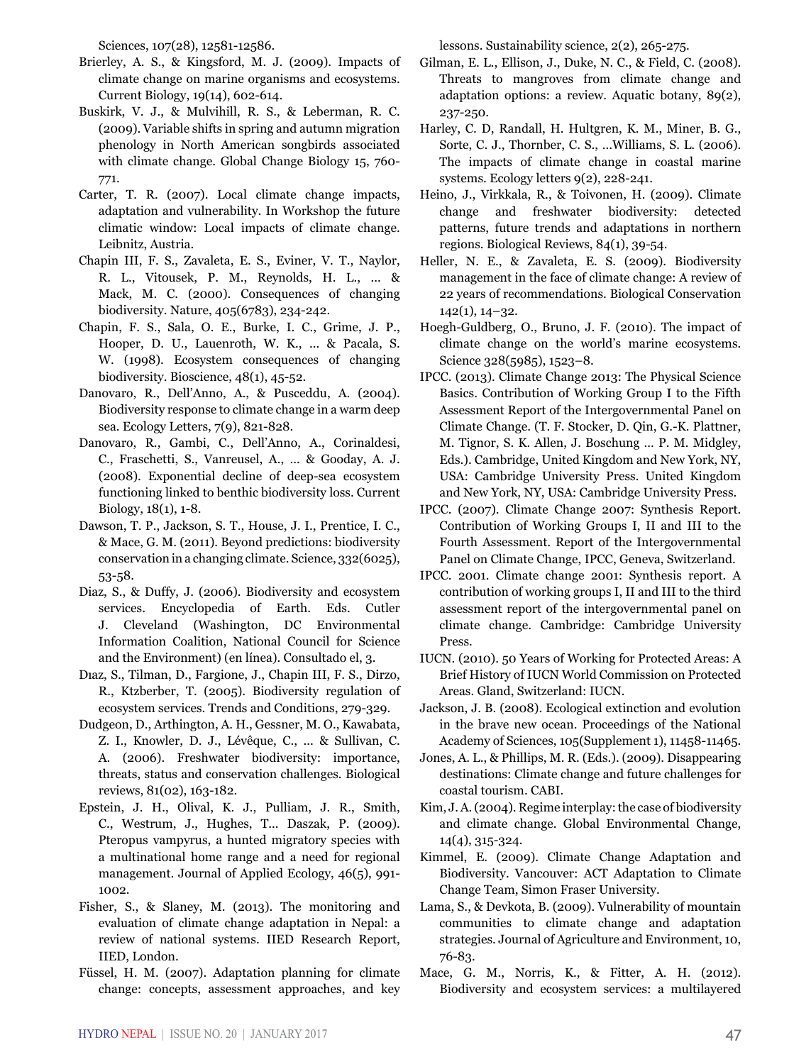Sciences, 107(28), 12581-12586.

Brierley, A. S., & Kingsford, M. J. (2009). Impacts of climate change on marine organisms and ecosystems. Current Biology, 19(14), 602-614.

Buskirk, V. J., & Mulvihill, R. S., & Leberman, R. C. (2009). Variable shifts in spring and autumn migration phenology in North American songbirds associated with climate change. Global Change Biology 15, 760-771.

Carter, T. R. (2007). Local climate change impacts, adaptation and vulnerability. In Workshop the future climatic window: Local impacts of climate change. Leibnitz, Austria.

Chapin III, F. S., Zavaleta, E. S., Eviner, V. T., Naylor, R. L., Vitousek, P. M., Reynolds, H. L., ... & Mack, M. C. (2000). Consequences of changing biodiversity. Nature, 405(6783), 234-242.

Chapin, F. S., Sala, O. E., Burke, I. C., Grime, J. P., Hooper, D. U., Lauenroth, W. K., ... & Pacala, S. W. (1998). Ecosystem consequences of changing biodiversity. Bioscience, 48(1), 45-52.

Danovaro, R., Dell'Anno, A., & Pusceddu, A. (2004). Biodiversity response to climate change in a warm deep sea. Ecology Letters, 7(9), 821-828.

Danovaro, R., Gambi, C., Dell'Anno, A., Corinaldesi, C., Fraschetti, S., Vanreusel, A., ... & Gooday, A. J. (2008). Exponential decline of deep-sea ecosystem functioning linked to benthic biodiversity loss. Current Biology, 18(1), 1-8.

Dawson, T. P., Jackson, S. T., House, J. I., Prentice, I. C., & Mace, G. M. (2011). Beyond predictions: biodiversity conservation in a changing climate. Science, 332(6025), 53-58.

Diaz, S., & Duffy, J. (2006). Biodiversity and ecosystem services. Encyclopedia of Earth. Eds. Cutler J. Cleveland (Washington, DC Environmental Information Coalition, National Council for Science and the Environment) (en línea). Consultado el, 3.

Dıaz, S., Tilman, D., Fargione, J., Chapin III, F. S., Dirzo, R., Ktzberber, T. (2005). Biodiversity regulation of ecosystem services. Trends and Conditions, 279-329.

Dudgeon, D., Arthington, A. H., Gessner, M. O., Kawabata, Z. I., Knowler, D. J., Lévêque, C., ... & Sullivan, C. A. (2006). Freshwater biodiversity: importance, threats, status and conservation challenges. Biological reviews, 81(02), 163-182.

Epstein, J. H., Olival, K. J., Pulliam, J. R., Smith, C., Westrum, J., Hughes, T... Daszak, P. (2009). Pteropus vampyrus, a hunted migratory species with a multinational home range and a need for regional management. Journal of Applied Ecology, 46(5), 991-1002.

Fisher, S., & Slaney, M. (2013). The monitoring and evaluation of climate change adaptation in Nepal: a review of national systems. IIED Research Report, IIED, London.

Füssel, H. M. (2007). Adaptation planning for climate change: concepts, assessment approaches, and key lessons. Sustainability science, 2(2), 265-275.

Gilman, E. L., Ellison, J., Duke, N. C., & Field, C. (2008). Threats to mangroves from climate change and adaptation options: a review. Aquatic botany, 89(2), 237-250.

Harley, C. D, Randall, H. Hultgren, K. M., Miner, B. G., Sorte, C. J., Thornber, C. S., ...Williams, S. L. (2006). The impacts of climate change in coastal marine systems. Ecology letters 9(2), 228-241.

Heino, J., Virkkala, R., & Toivonen, H. (2009). Climate change and freshwater biodiversity: detected patterns, future trends and adaptations in northern regions. Biological Reviews, 84(1), 39-54.

Heller, N. E., & Zavaleta, E. S. (2009). Biodiversity management in the face of climate change: A review of 22 years of recommendations. Biological Conservation 142(1), 14–32.

Hoegh-Guldberg, O., Bruno, J. F. (2010). The impact of climate change on the world's marine ecosystems. Science 328(5985), 1523–8.

IPCC. (2013). Climate Change 2013: The Physical Science Basics. Contribution of Working Group I to the Fifth Assessment Report of the Intergovernmental Panel on Climate Change. (T. F. Stocker, D. Qin, G.-K. Plattner, M. Tignor, S. K. Allen, J. Boschung ... P. M. Midgley, Eds.). Cambridge, United Kingdom and New York, NY, USA: Cambridge University Press. United Kingdom and New York, NY, USA: Cambridge University Press.

IPCC. (2007). Climate Change 2007: Synthesis Report. Contribution of Working Groups I, II and III to the Fourth Assessment. Report of the Intergovernmental Panel on Climate Change, IPCC, Geneva, Switzerland.

IPCC. 2001. Climate change 2001: Synthesis report. A contribution of working groups I, II and III to the third assessment report of the intergovernmental panel on climate change. Cambridge: Cambridge University Press.

IUCN. (2010). 50 Years of Working for Protected Areas: A Brief History of IUCN World Commission on Protected Areas. Gland, Switzerland: IUCN.

Jackson, J. B. (2008). Ecological extinction and evolution in the brave new ocean. Proceedings of the National Academy of Sciences, 105(Supplement 1), 11458-11465.

Jones, A. L., & Phillips, M. R. (Eds.). (2009). Disappearing destinations: Climate change and future challenges for coastal tourism. CABI.

Kim, J. A. (2004). Regime interplay: the case of biodiversity and climate change. Global Environmental Change, 14(4), 315-324.

Kimmel, E. (2009). Climate Change Adaptation and Biodiversity. Vancouver: ACT Adaptation to Climate Change Team, Simon Fraser University.

Lama, S., & Devkota, B. (2009). Vulnerability of mountain communities to climate change and adaptation strategies. Journal of Agriculture and Environment, 10, 76-83.

Mace, G. M., Norris, K., & Fitter, A. H. (2012). Biodiversity and ecosystem services: a multilayered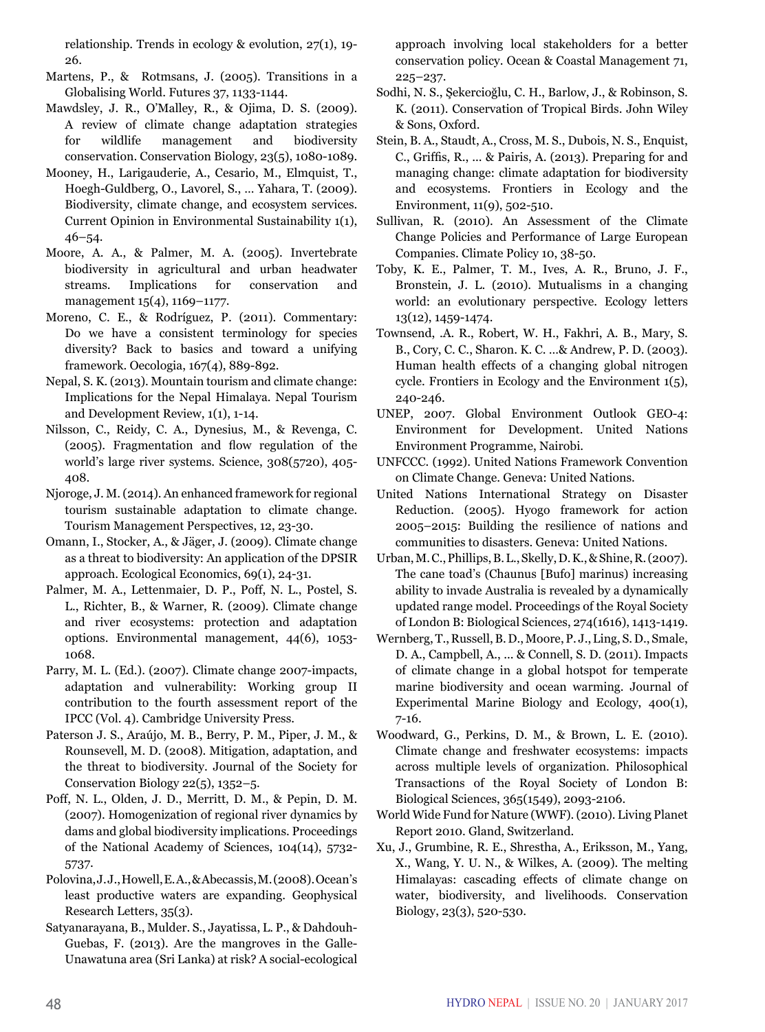relationship. Trends in ecology & evolution, 27(1), 19-26.

Martens, P., & Rotmsans, J. (2005). Transitions in a Globalising World. Futures 37, 1133-1144.

Mawdsley, J. R., O'Malley, R., & Ojima, D. S. (2009). A review of climate change adaptation strategies for wildlife management and biodiversity conservation. Conservation Biology, 23(5), 1080-1089.

Mooney, H., Larigauderie, A., Cesario, M., Elmquist, T., Hoegh-Guldberg, O., Lavorel, S., ... Yahara, T. (2009). Biodiversity, climate change, and ecosystem services. Current Opinion in Environmental Sustainability 1(1), 46–54.

Moore, A. A., & Palmer, M. A. (2005). Invertebrate biodiversity in agricultural and urban headwater streams. Implications for conservation and management 15(4), 1169–1177.

Moreno, C. E., & Rodríguez, P. (2011). Commentary: Do we have a consistent terminology for species diversity? Back to basics and toward a unifying framework. Oecologia, 167(4), 889-892.

Nepal, S. K. (2013). Mountain tourism and climate change: Implications for the Nepal Himalaya. Nepal Tourism and Development Review, 1(1), 1-14.

Nilsson, C., Reidy, C. A., Dynesius, M., & Revenga, C. (2005). Fragmentation and flow regulation of the world's large river systems. Science, 308(5720), 405-408.

Njoroge, J. M. (2014). An enhanced framework for regional tourism sustainable adaptation to climate change. Tourism Management Perspectives, 12, 23-30.

Omann, I., Stocker, A., & Jäger, J. (2009). Climate change as a threat to biodiversity: An application of the DPSIR approach. Ecological Economics, 69(1), 24-31.

Palmer, M. A., Lettenmaier, D. P., Poff, N. L., Postel, S. L., Richter, B., & Warner, R. (2009). Climate change and river ecosystems: protection and adaptation options. Environmental management, 44(6), 1053-1068.

Parry, M. L. (Ed.). (2007). Climate change 2007-impacts, adaptation and vulnerability: Working group II contribution to the fourth assessment report of the IPCC (Vol. 4). Cambridge University Press.

Paterson J. S., Araújo, M. B., Berry, P. M., Piper, J. M., & Rounsevell, M. D. (2008). Mitigation, adaptation, and the threat to biodiversity. Journal of the Society for Conservation Biology 22(5), 1352–5.

Poff, N. L., Olden, J. D., Merritt, D. M., & Pepin, D. M. (2007). Homogenization of regional river dynamics by dams and global biodiversity implications. Proceedings of the National Academy of Sciences, 104(14), 5732-5737.

Polovina, J. J., Howell, E. A., & Abecassis, M. (2008). Ocean's least productive waters are expanding. Geophysical Research Letters, 35(3).

Satyanarayana, B., Mulder. S., Jayatissa, L. P., & Dahdouh-Guebas, F. (2013). Are the mangroves in the Galle-Unawatuna area (Sri Lanka) at risk? A social-ecological approach involving local stakeholders for a better conservation policy. Ocean & Coastal Management 71, 225–237.

Sodhi, N. S., Şekercioğlu, C. H., Barlow, J., & Robinson, S. K. (2011). Conservation of Tropical Birds. John Wiley & Sons, Oxford.

Stein, B. A., Staudt, A., Cross, M. S., Dubois, N. S., Enquist, C., Griffis, R., ... & Pairis, A. (2013). Preparing for and managing change: climate adaptation for biodiversity and ecosystems. Frontiers in Ecology and the Environment, 11(9), 502-510.

Sullivan, R. (2010). An Assessment of the Climate Change Policies and Performance of Large European Companies. Climate Policy 10, 38-50.

Toby, K. E., Palmer, T. M., Ives, A. R., Bruno, J. F., Bronstein, J. L. (2010). Mutualisms in a changing world: an evolutionary perspective. Ecology letters 13(12), 1459-1474.

Townsend, .A. R., Robert, W. H., Fakhri, A. B., Mary, S. B., Cory, C. C., Sharon. K. C. ...& Andrew, P. D. (2003). Human health effects of a changing global nitrogen cycle. Frontiers in Ecology and the Environment 1(5), 240-246.

UNEP, 2007. Global Environment Outlook GEO-4: Environment for Development. United Nations Environment Programme, Nairobi.

UNFCCC. (1992). United Nations Framework Convention on Climate Change. Geneva: United Nations.

United Nations International Strategy on Disaster Reduction. (2005). Hyogo framework for action 2005–2015: Building the resilience of nations and communities to disasters. Geneva: United Nations.

Urban, M. C., Phillips, B. L., Skelly, D. K., & Shine, R. (2007). The cane toad's (Chaunus [Bufo] marinus) increasing ability to invade Australia is revealed by a dynamically updated range model. Proceedings of the Royal Society of London B: Biological Sciences, 274(1616), 1413-1419.

Wernberg, T., Russell, B. D., Moore, P. J., Ling, S. D., Smale, D. A., Campbell, A., ... & Connell, S. D. (2011). Impacts of climate change in a global hotspot for temperate marine biodiversity and ocean warming. Journal of Experimental Marine Biology and Ecology, 400(1), 7-16.

Woodward, G., Perkins, D. M., & Brown, L. E. (2010). Climate change and freshwater ecosystems: impacts across multiple levels of organization. Philosophical Transactions of the Royal Society of London B: Biological Sciences, 365(1549), 2093-2106.

World Wide Fund for Nature (WWF). (2010). Living Planet Report 2010. Gland, Switzerland.

Xu, J., Grumbine, R. E., Shrestha, A., Eriksson, M., Yang, X., Wang, Y. U. N., & Wilkes, A. (2009). The melting Himalayas: cascading effects of climate change on water, biodiversity, and livelihoods. Conservation Biology, 23(3), 520-530.